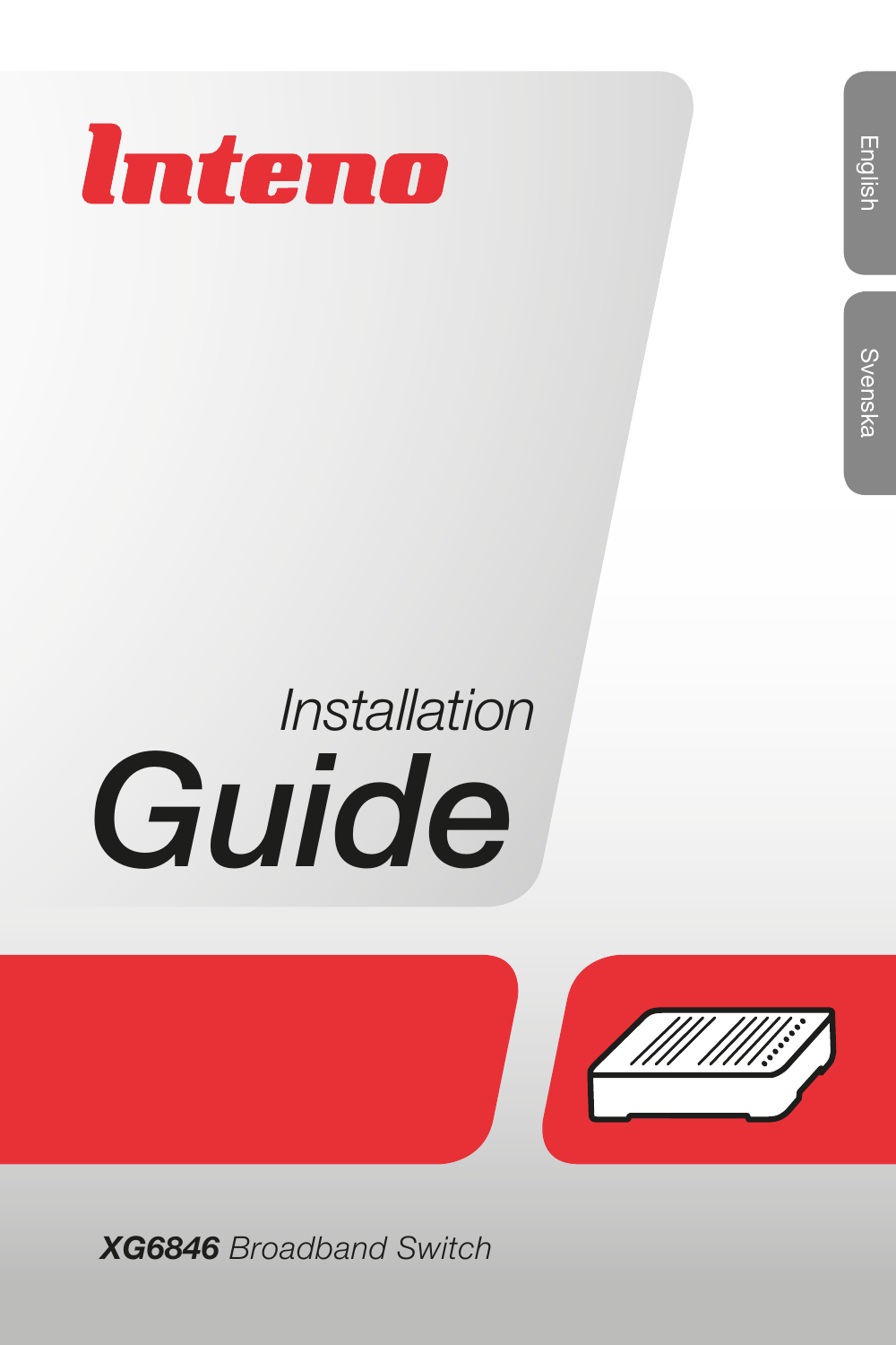Inteno

English

Svenska

# Installation Guide

***XG6846*** *Broadband Switch*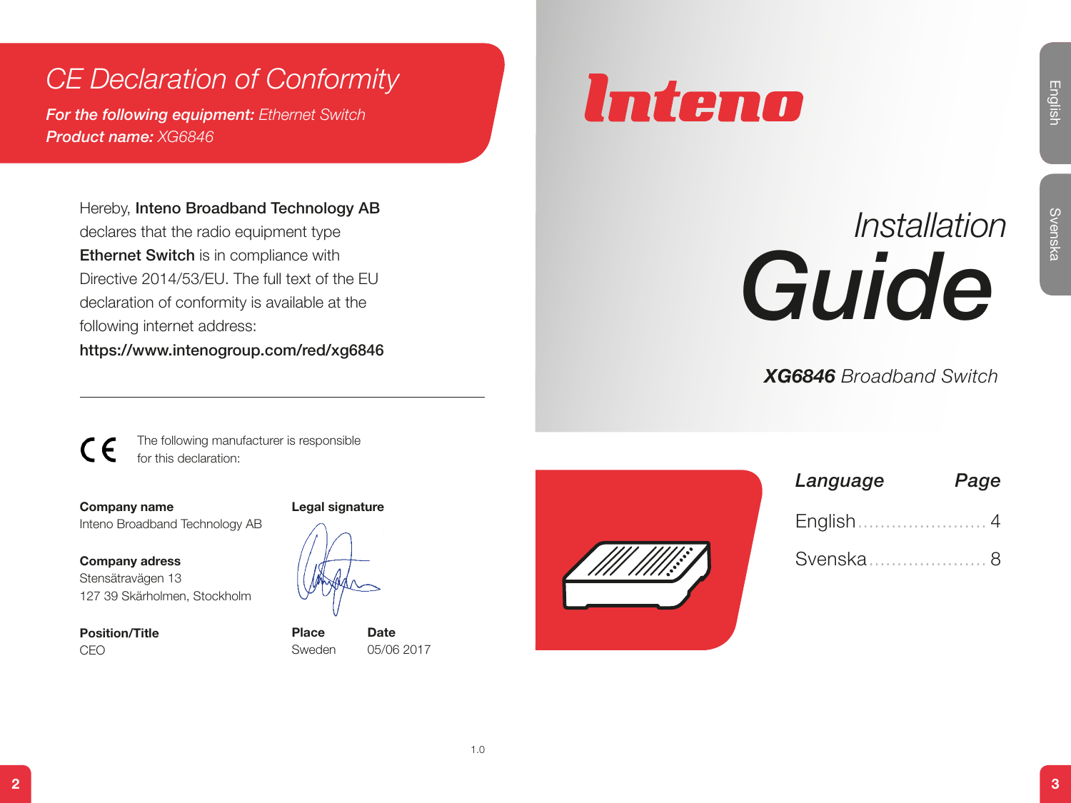# CE Declaration of Conformity

***For the following equipment:*** *Ethernet Switch*
***Product name:*** *XG6846*

Hereby, **Inteno Broadband Technology AB** declares that the radio equipment type **Ethernet Switch** is in compliance with Directive 2014/53/EU. The full text of the EU declaration of conformity is available at the following internet address:
**https://www.intenogroup.com/red/xg6846**

---

CE The following manufacturer is responsible for this declaration:

**Company name**
Inteno Broadband Technology AB

**Company adress**
Stensätravägen 13
127 39 Skärholmen, Stockholm

**Position/Title**
CEO

**Legal signature**

**Place**
Sweden

**Date**
05/06 2017

1.0

---

Inteno

# *Installation* Guide

***XG6846*** *Broadband Switch*

| *Language* | *Page* |
|---|---|
| English | 4 |
| Svenska | 8 |

English

Svenska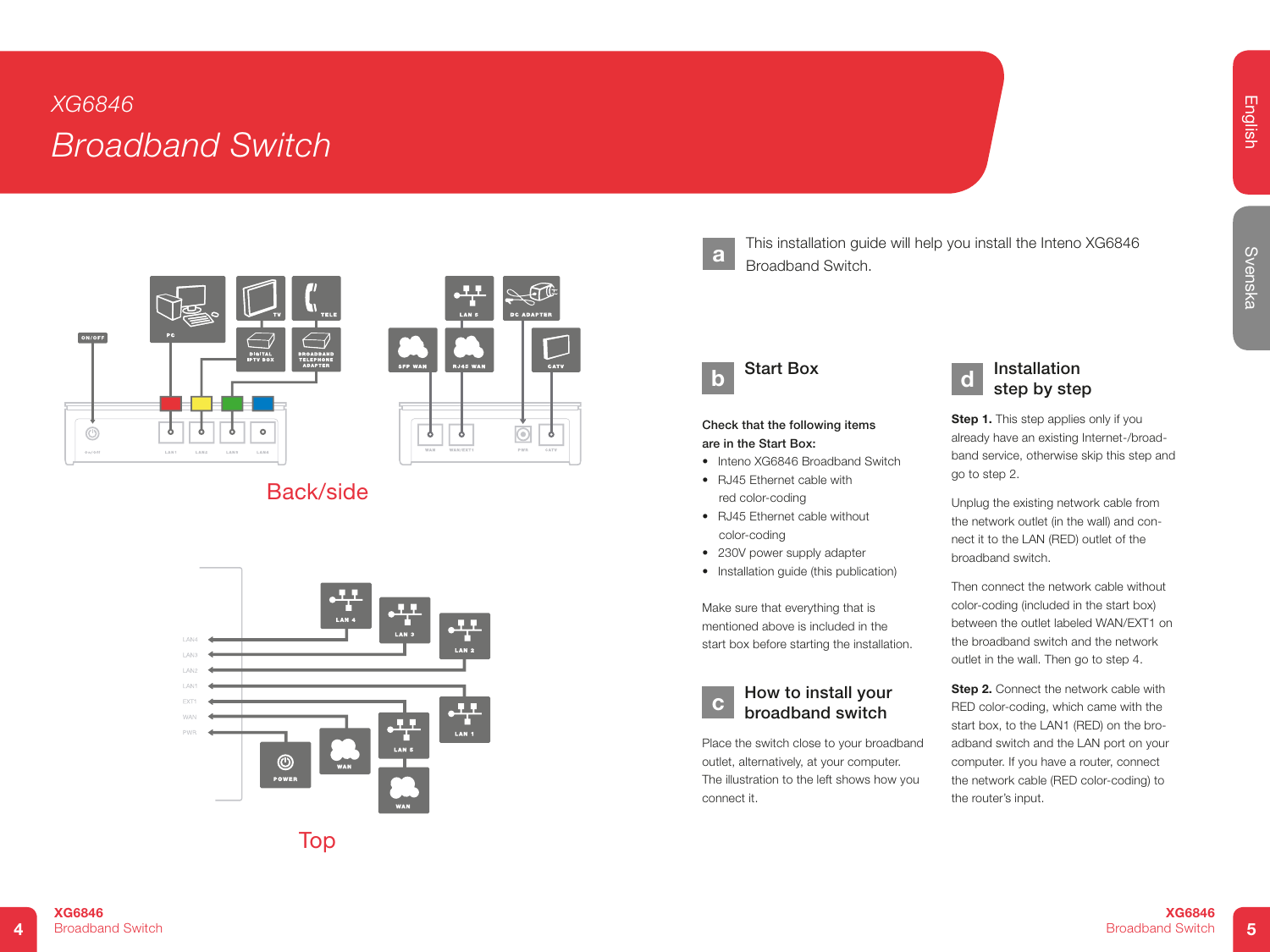# XG6846

# Broadband Switch

Back/side

Top

**a** This installation guide will help you install the Inteno XG6846 Broadband Switch.

## b Start Box

**Check that the following items are in the Start Box:**

- Inteno XG6846 Broadband Switch
- RJ45 Ethernet cable with red color-coding
- RJ45 Ethernet cable without color-coding
- 230V power supply adapter
- Installation guide (this publication)

Make sure that everything that is mentioned above is included in the start box before starting the installation.

## c How to install your broadband switch

Place the switch close to your broadband outlet, alternatively, at your computer. The illustration to the left shows how you connect it.

## d Installation step by step

**Step 1.** This step applies only if you already have an existing Internet-/broadband service, otherwise skip this step and go to step 2.

Unplug the existing network cable from the network outlet (in the wall) and connect it to the LAN (RED) outlet of the broadband switch.

Then connect the network cable without color-coding (included in the start box) between the outlet labeled WAN/EXT1 on the broadband switch and the network outlet in the wall. Then go to step 4.

**Step 2.** Connect the network cable with RED color-coding, which came with the start box, to the LAN1 (RED) on the broadband switch and the LAN port on your computer. If you have a router, connect the network cable (RED color-coding) to the router's input.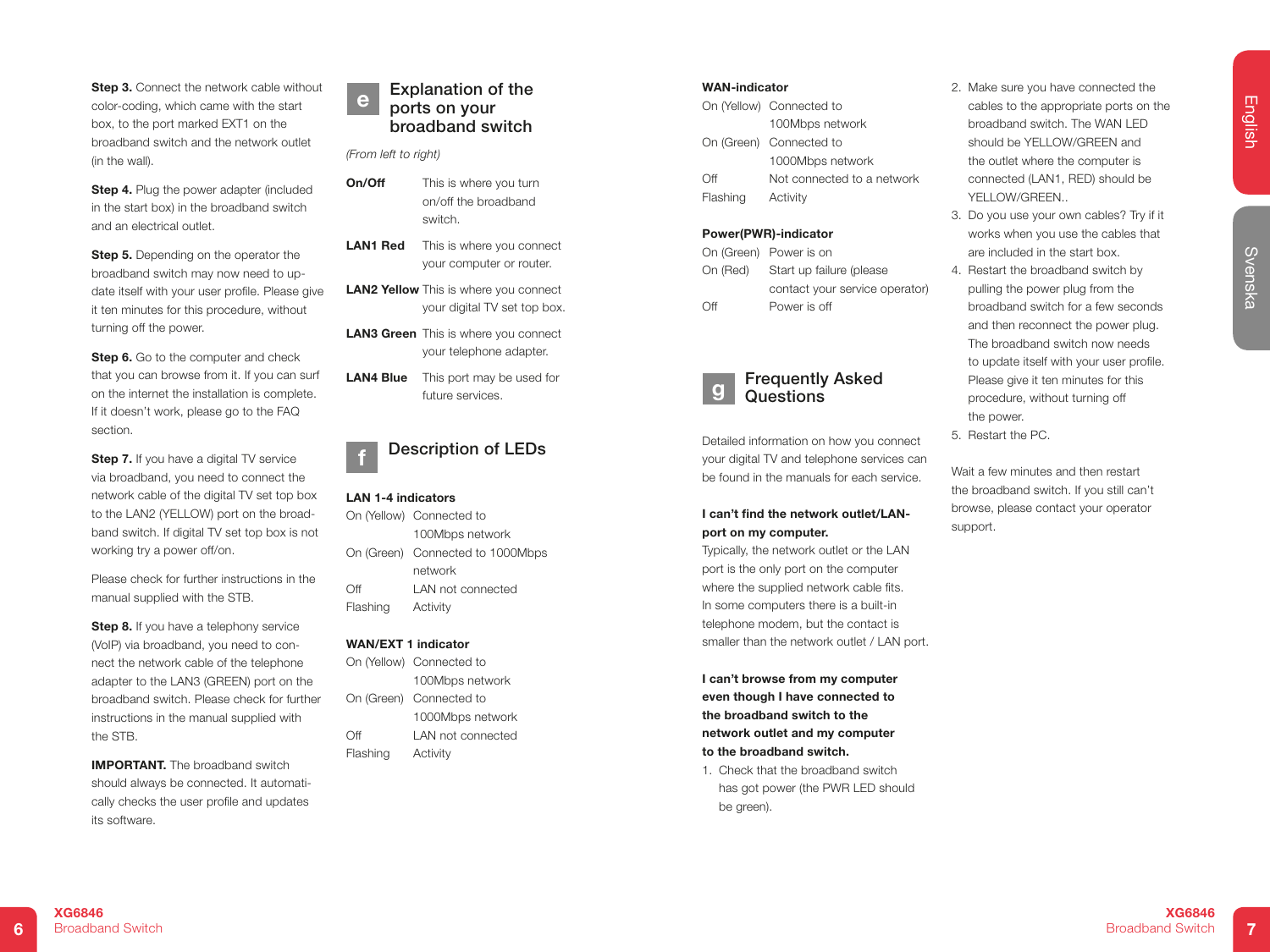**Step 3.** Connect the network cable without color-coding, which came with the start box, to the port marked EXT1 on the broadband switch and the network outlet (in the wall).

**Step 4.** Plug the power adapter (included in the start box) in the broadband switch and an electrical outlet.

**Step 5.** Depending on the operator the broadband switch may now need to update itself with your user profile. Please give it ten minutes for this procedure, without turning off the power.

**Step 6.** Go to the computer and check that you can browse from it. If you can surf on the internet the installation is complete. If it doesn't work, please go to the FAQ section.

**Step 7.** If you have a digital TV service via broadband, you need to connect the network cable of the digital TV set top box to the LAN2 (YELLOW) port on the broadband switch. If digital TV set top box is not working try a power off/on.

Please check for further instructions in the manual supplied with the STB.

**Step 8.** If you have a telephony service (VoIP) via broadband, you need to connect the network cable of the telephone adapter to the LAN3 (GREEN) port on the broadband switch. Please check for further instructions in the manual supplied with the STB.

**IMPORTANT.** The broadband switch should always be connected. It automatically checks the user profile and updates its software.

## e Explanation of the ports on your broadband switch

*(From left to right)*

| | |
|---|---|
| **On/Off** | This is where you turn on/off the broadband switch. |
| **LAN1 Red** | This is where you connect your computer or router. |
| **LAN2 Yellow** | This is where you connect your digital TV set top box. |
| **LAN3 Green** | This is where you connect your telephone adapter. |
| **LAN4 Blue** | This port may be used for future services. |

## f Description of LEDs

**LAN 1-4 indicators**

| | |
|---|---|
| On (Yellow) | Connected to 100Mbps network |
| On (Green) | Connected to 1000Mbps network |
| Off | LAN not connected |
| Flashing | Activity |

**WAN/EXT 1 indicator**

| | |
|---|---|
| On (Yellow) | Connected to 100Mbps network |
| On (Green) | Connected to 1000Mbps network |
| Off | LAN not connected |
| Flashing | Activity |

**WAN-indicator**

| | |
|---|---|
| On (Yellow) | Connected to 100Mbps network |
| On (Green) | Connected to 1000Mbps network |
| Off | Not connected to a network |
| Flashing | Activity |

**Power(PWR)-indicator**

| | |
|---|---|
| On (Green) | Power is on |
| On (Red) | Start up failure (please contact your service operator) |
| Off | Power is off |

## g Frequently Asked Questions

Detailed information on how you connect your digital TV and telephone services can be found in the manuals for each service.

**I can't find the network outlet/LAN-port on my computer.**

Typically, the network outlet or the LAN port is the only port on the computer where the supplied network cable fits. In some computers there is a built-in telephone modem, but the contact is smaller than the network outlet / LAN port.

**I can't browse from my computer even though I have connected to the broadband switch to the network outlet and my computer to the broadband switch.**

1. Check that the broadband switch has got power (the PWR LED should be green).
2. Make sure you have connected the cables to the appropriate ports on the broadband switch. The WAN LED should be YELLOW/GREEN and the outlet where the computer is connected (LAN1, RED) should be YELLOW/GREEN..
3. Do you use your own cables? Try if it works when you use the cables that are included in the start box.
4. Restart the broadband switch by pulling the power plug from the broadband switch for a few seconds and then reconnect the power plug. The broadband switch now needs to update itself with your user profile. Please give it ten minutes for this procedure, without turning off the power.
5. Restart the PC.

Wait a few minutes and then restart the broadband switch. If you still can't browse, please contact your operator support.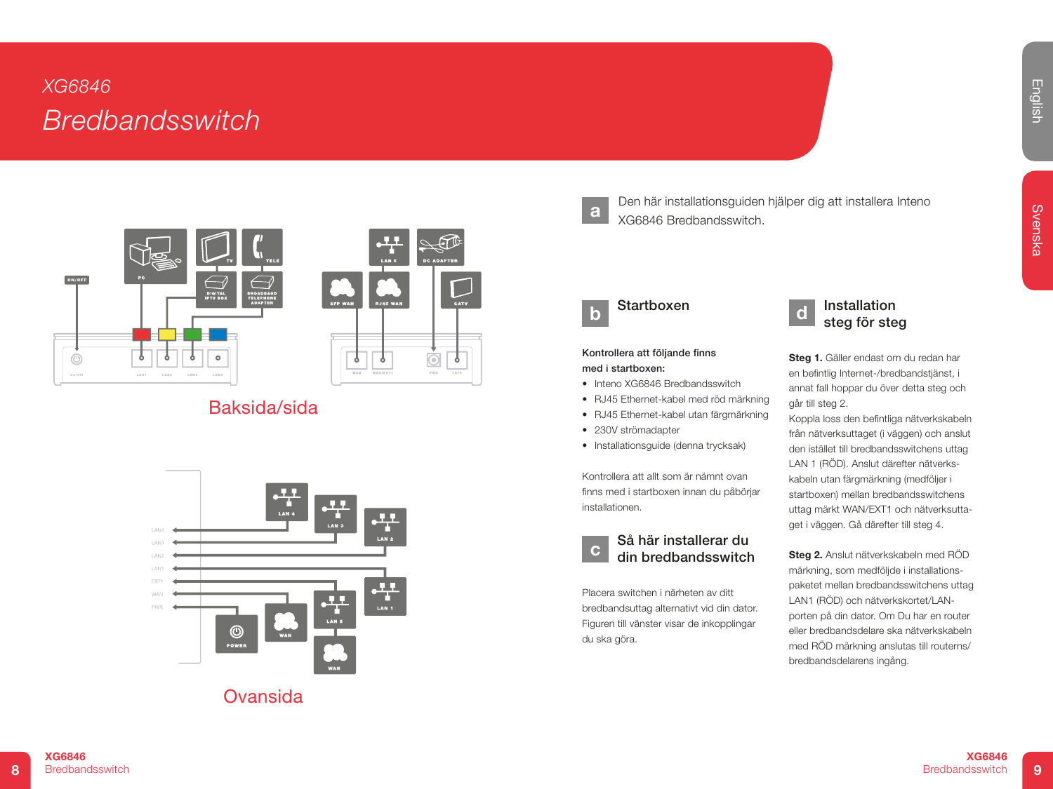# XG6846

## Bredbandsswitch

Baksida/sida

Ovansida

**a** Den här installationsguiden hjälper dig att installera Inteno XG6846 Bredbandsswitch.

## b Startboxen

**Kontrollera att följande finns med i startboxen:**

- Inteno XG6846 Bredbandsswitch
- RJ45 Ethernet-kabel med röd märkning
- RJ45 Ethernet-kabel utan färgmärkning
- 230V strömadapter
- Installationsguide (denna trycksak)

Kontrollera att allt som är nämnt ovan finns med i startboxen innan du påbörjar installationen.

## c Så här installerar du din bredbandsswitch

Placera switchen i närheten av ditt bredbandsuttag alternativt vid din dator. Figuren till vänster visar de inkopplingar du ska göra.

## d Installation steg för steg

**Steg 1.** Gäller endast om du redan har en befintlig Internet-/bredbandstjänst, i annat fall hoppar du över detta steg och går till steg 2.
Koppla loss den befintliga nätverkskabeln från nätverksuttaget (i väggen) och anslut den istället till bredbandsswitchens uttag LAN 1 (RÖD). Anslut därefter nätverkskabeln utan färgmärkning (medföljer i startboxen) mellan bredbandsswitchens uttag märkt WAN/EXT1 och nätverksuttaget i väggen. Gå därefter till steg 4.

**Steg 2.** Anslut nätverkskabeln med RÖD märkning, som medföljde i installationspaketet mellan bredbandsswitchens uttag LAN1 (RÖD) och nätverkskortet/LAN-porten på din dator. Om Du har en router eller bredbandsdelare ska nätverkskabeln med RÖD märkning anslutas till routerns/bredbandsdelarens ingång.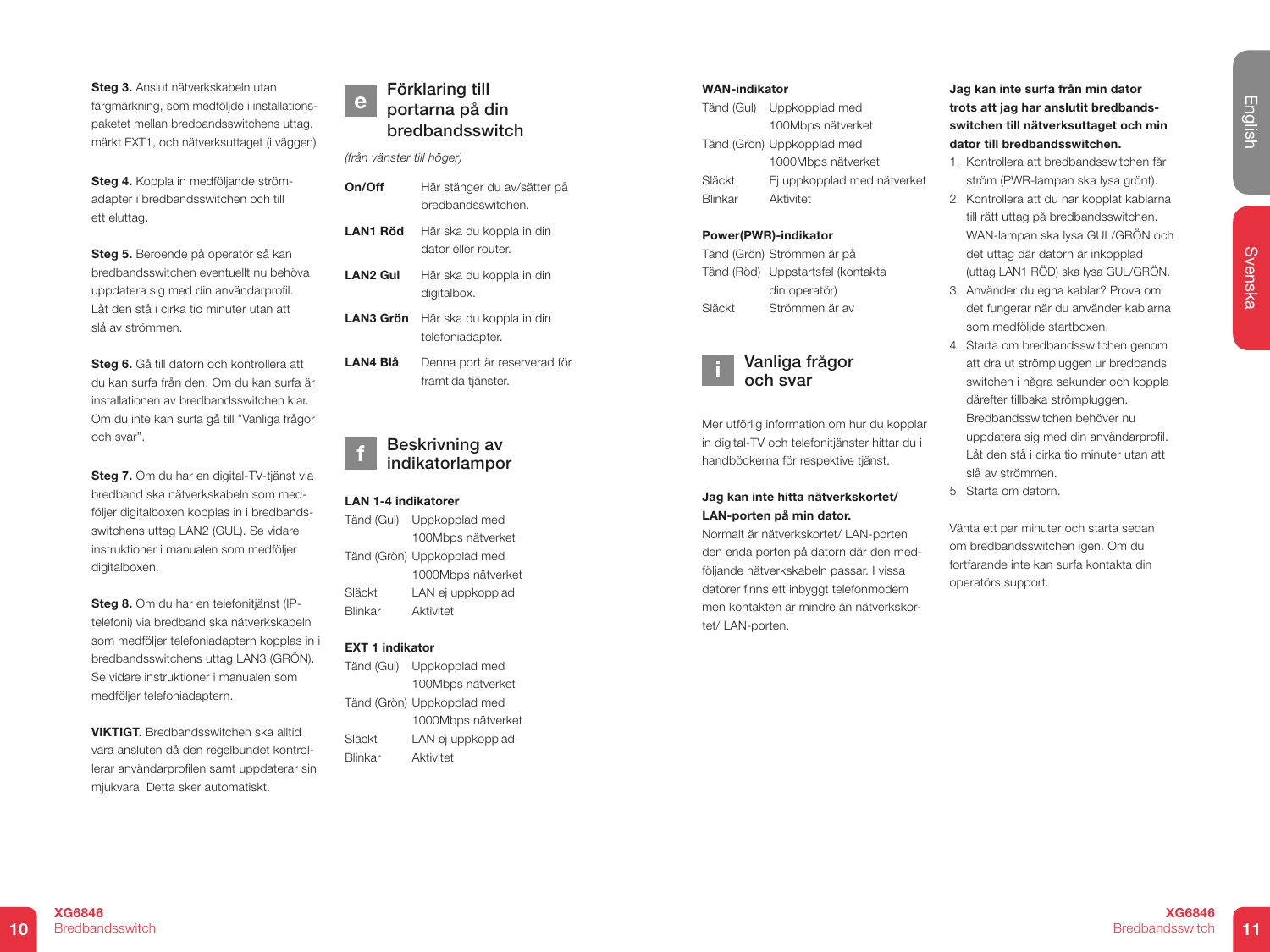**Steg 3.** Anslut nätverkskabeln utan färgmärkning, som medföljde i installationspaketet mellan bredbandsswitchens uttag, märkt EXT1, och nätverksuttaget (i väggen).

**Steg 4.** Koppla in medföljande strömadapter i bredbandsswitchen och till ett eluttag.

**Steg 5.** Beroende på operatör så kan bredbandsswitchen eventuellt nu behöva uppdatera sig med din användarprofil. Låt den stå i cirka tio minuter utan att slå av strömmen.

**Steg 6.** Gå till datorn och kontrollera att du kan surfa från den. Om du kan surfa är installationen av bredbandsswitchen klar. Om du inte kan surfa gå till "Vanliga frågor och svar".

**Steg 7.** Om du har en digital-TV-tjänst via bredband ska nätverkskabeln som medföljer digitalboxen kopplas in i bredbandsswitchens uttag LAN2 (GUL). Se vidare instruktioner i manualen som medföljer digitalboxen.

**Steg 8.** Om du har en telefonitjänst (IP-telefoni) via bredband ska nätverkskabeln som medföljer telefoniadaptern kopplas in i bredbandsswitchens uttag LAN3 (GRÖN). Se vidare instruktioner i manualen som medföljer telefoniadaptern.

**VIKTIGT.** Bredbandsswitchen ska alltid vara ansluten då den regelbundet kontrollerar användarprofilen samt uppdaterar sin mjukvara. Detta sker automatiskt.

## e Förklaring till portarna på din bredbandsswitch

*(från vänster till höger)*

| | |
|---|---|
| **On/Off** | Här stänger du av/sätter på bredbandsswitchen. |
| **LAN1 Röd** | Här ska du koppla in din dator eller router. |
| **LAN2 Gul** | Här ska du koppla in din digitalbox. |
| **LAN3 Grön** | Här ska du koppla in din telefoniadapter. |
| **LAN4 Blå** | Denna port är reserverad för framtida tjänster. |

## f Beskrivning av indikatorlampor

**LAN 1-4 indikatorer**

| | |
|---|---|
| Tänd (Gul) | Uppkopplad med 100Mbps nätverket |
| Tänd (Grön) | Uppkopplad med 1000Mbps nätverket |
| Släckt | LAN ej uppkopplad |
| Blinkar | Aktivitet |

**EXT 1 indikator**

| | |
|---|---|
| Tänd (Gul) | Uppkopplad med 100Mbps nätverket |
| Tänd (Grön) | Uppkopplad med 1000Mbps nätverket |
| Släckt | LAN ej uppkopplad |
| Blinkar | Aktivitet |

**WAN-indikator**

| | |
|---|---|
| Tänd (Gul) | Uppkopplad med 100Mbps nätverket |
| Tänd (Grön) | Uppkopplad med 1000Mbps nätverket |
| Släckt | Ej uppkopplad med nätverket |
| Blinkar | Aktivitet |

**Power(PWR)-indikator**

| | |
|---|---|
| Tänd (Grön) | Strömmen är på |
| Tänd (Röd) | Uppstartsfel (kontakta din operatör) |
| Släckt | Strömmen är av |

## i Vanliga frågor och svar

Mer utförlig information om hur du kopplar in digital-TV och telefonitjänster hittar du i handböckerna för respektive tjänst.

**Jag kan inte hitta nätverkskortet/ LAN-porten på min dator.**
Normalt är nätverkskortet/ LAN-porten den enda porten på datorn där den medföljande nätverkskabeln passar. I vissa datorer finns ett inbyggt telefonmodem men kontakten är mindre än nätverkskortet/ LAN-porten.

**Jag kan inte surfa från min dator trots att jag har anslutit bredbandsswitchen till nätverksuttaget och min dator till bredbandsswitchen.**

1. Kontrollera att bredbandsswitchen får ström (PWR-lampan ska lysa grönt).
2. Kontrollera att du har kopplat kablarna till rätt uttag på bredbandsswitchen. WAN-lampan ska lysa GUL/GRÖN och det uttag där datorn är inkopplad (uttag LAN1 RÖD) ska lysa GUL/GRÖN.
3. Använder du egna kablar? Prova om det fungerar när du använder kablarna som medföljde startboxen.
4. Starta om bredbandsswitchen genom att dra ut strömpluggen ur bredbandsswitchen i några sekunder och koppla därefter tillbaka strömpluggen. Bredbandsswitchen behöver nu uppdatera sig med din användarprofil. Låt den stå i cirka tio minuter utan att slå av strömmen.
5. Starta om datorn.

Vänta ett par minuter och starta sedan om bredbandsswitchen igen. Om du fortfarande inte kan surfa kontakta din operatörs support.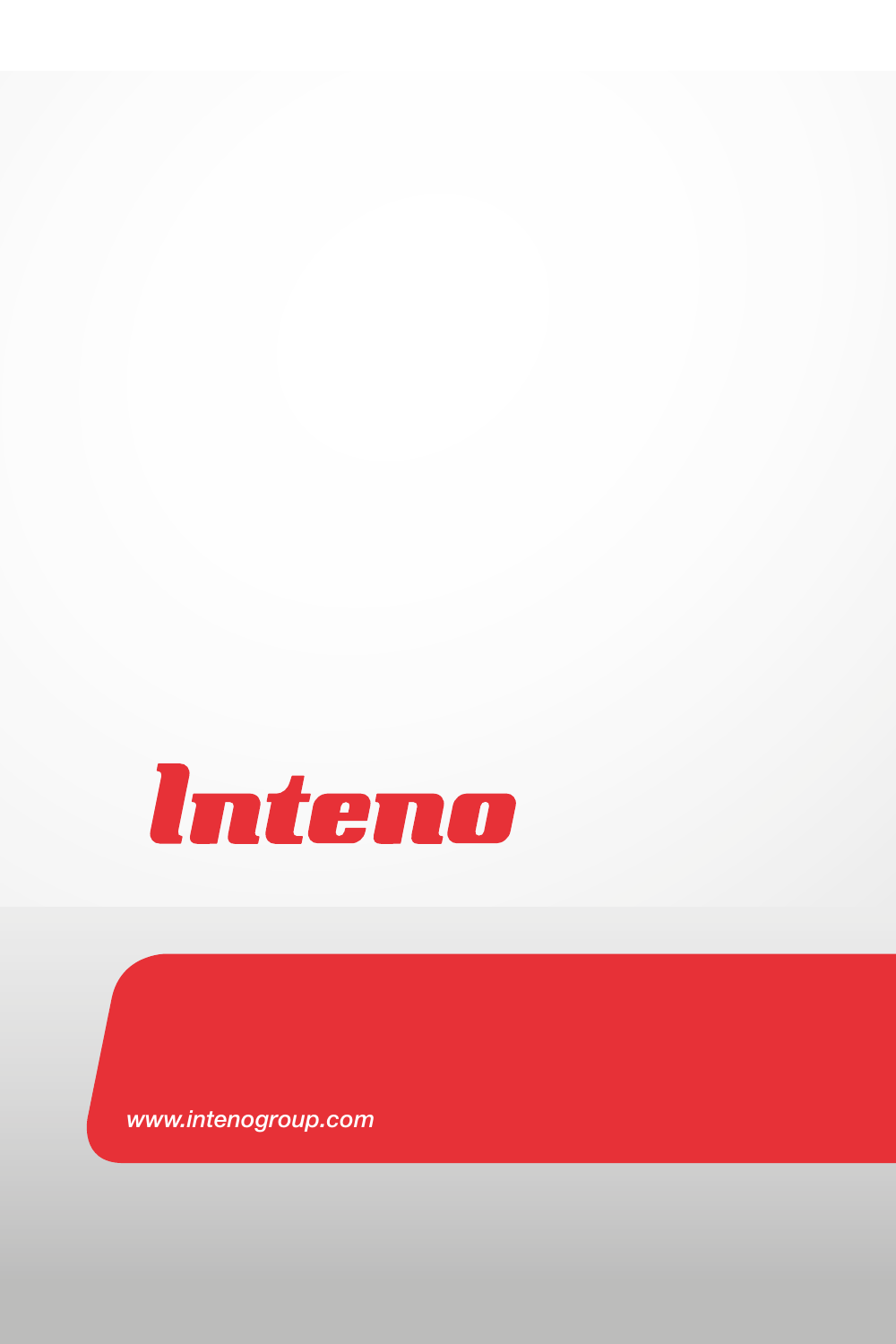Inteno

www.intenogroup.com